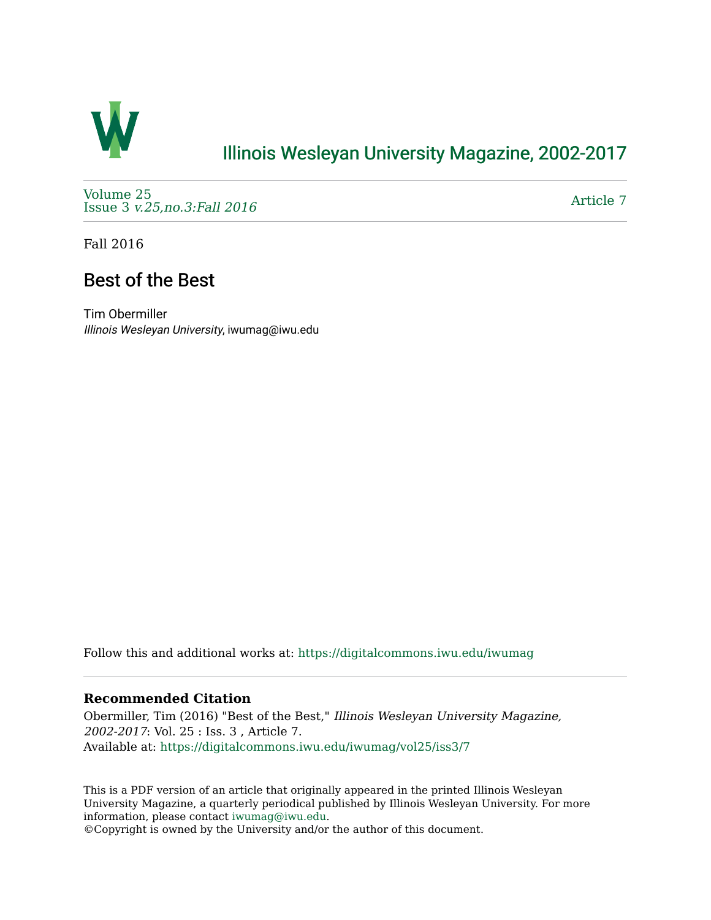# Illinois Wesleyan University Magazine, 2002-2017

Volume 25
Issue 3 *v.25,no.3:Fall 2016*

Article 7

Fall 2016

## Best of the Best

Tim Obermiller
*Illinois Wesleyan University*, iwumag@iwu.edu

Follow this and additional works at: https://digitalcommons.iwu.edu/iwumag

### Recommended Citation

Obermiller, Tim (2016) "Best of the Best," *Illinois Wesleyan University Magazine, 2002-2017*: Vol. 25 : Iss. 3 , Article 7.
Available at: https://digitalcommons.iwu.edu/iwumag/vol25/iss3/7

This is a PDF version of an article that originally appeared in the printed Illinois Wesleyan University Magazine, a quarterly periodical published by Illinois Wesleyan University. For more information, please contact iwumag@iwu.edu.
©Copyright is owned by the University and/or the author of this document.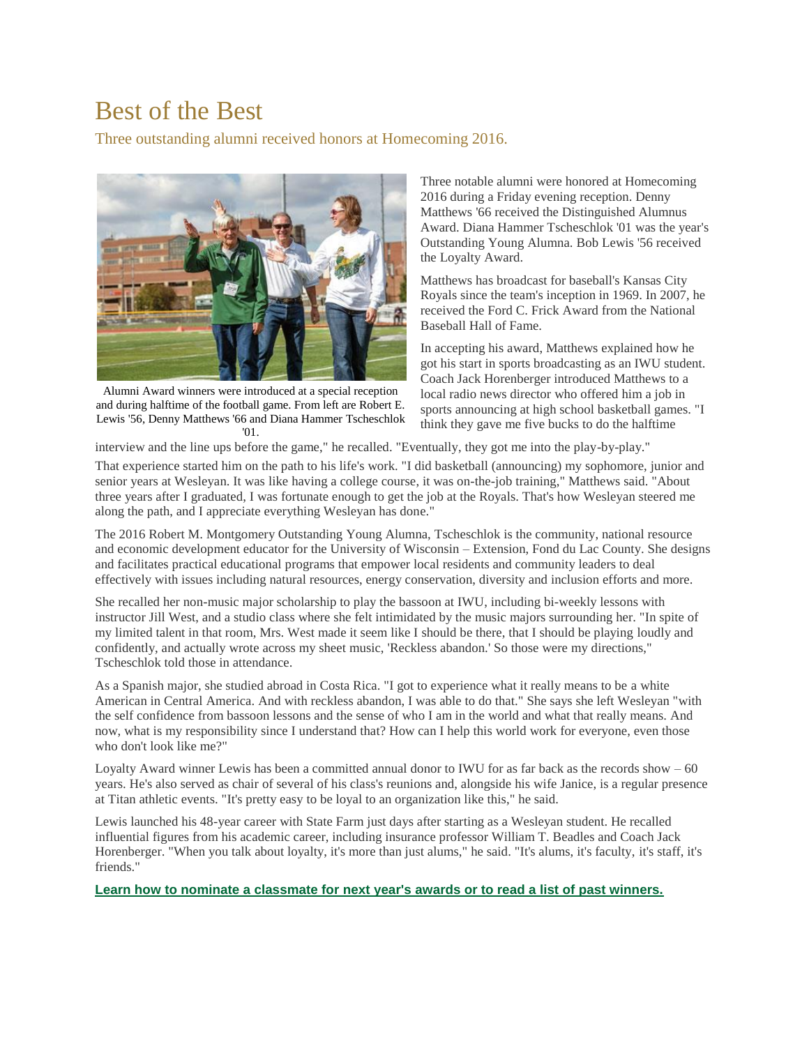# Best of the Best

## Three outstanding alumni received honors at Homecoming 2016.

Alumni Award winners were introduced at a special reception and during halftime of the football game. From left are Robert E. Lewis '56, Denny Matthews '66 and Diana Hammer Tscheschlok '01.

Three notable alumni were honored at Homecoming 2016 during a Friday evening reception. Denny Matthews '66 received the Distinguished Alumnus Award. Diana Hammer Tscheschlok '01 was the year's Outstanding Young Alumna. Bob Lewis '56 received the Loyalty Award.

Matthews has broadcast for baseball's Kansas City Royals since the team's inception in 1969. In 2007, he received the Ford C. Frick Award from the National Baseball Hall of Fame.

In accepting his award, Matthews explained how he got his start in sports broadcasting as an IWU student. Coach Jack Horenberger introduced Matthews to a local radio news director who offered him a job in sports announcing at high school basketball games. "I think they gave me five bucks to do the halftime interview and the line ups before the game," he recalled. "Eventually, they got me into the play-by-play."

That experience started him on the path to his life's work. "I did basketball (announcing) my sophomore, junior and senior years at Wesleyan. It was like having a college course, it was on-the-job training," Matthews said. "About three years after I graduated, I was fortunate enough to get the job at the Royals. That's how Wesleyan steered me along the path, and I appreciate everything Wesleyan has done."

The 2016 Robert M. Montgomery Outstanding Young Alumna, Tscheschlok is the community, national resource and economic development educator for the University of Wisconsin – Extension, Fond du Lac County. She designs and facilitates practical educational programs that empower local residents and community leaders to deal effectively with issues including natural resources, energy conservation, diversity and inclusion efforts and more.

She recalled her non-music major scholarship to play the bassoon at IWU, including bi-weekly lessons with instructor Jill West, and a studio class where she felt intimidated by the music majors surrounding her. "In spite of my limited talent in that room, Mrs. West made it seem like I should be there, that I should be playing loudly and confidently, and actually wrote across my sheet music, 'Reckless abandon.' So those were my directions," Tscheschlok told those in attendance.

As a Spanish major, she studied abroad in Costa Rica. "I got to experience what it really means to be a white American in Central America. And with reckless abandon, I was able to do that." She says she left Wesleyan "with the self confidence from bassoon lessons and the sense of who I am in the world and what that really means. And now, what is my responsibility since I understand that? How can I help this world work for everyone, even those who don't look like me?"

Loyalty Award winner Lewis has been a committed annual donor to IWU for as far back as the records show – 60 years. He's also served as chair of several of his class's reunions and, alongside his wife Janice, is a regular presence at Titan athletic events. "It's pretty easy to be loyal to an organization like this," he said.

Lewis launched his 48-year career with State Farm just days after starting as a Wesleyan student. He recalled influential figures from his academic career, including insurance professor William T. Beadles and Coach Jack Horenberger. "When you talk about loyalty, it's more than just alums," he said. "It's alums, it's faculty, it's staff, it's friends."

**Learn how to nominate a classmate for next year's awards or to read a list of past winners.**